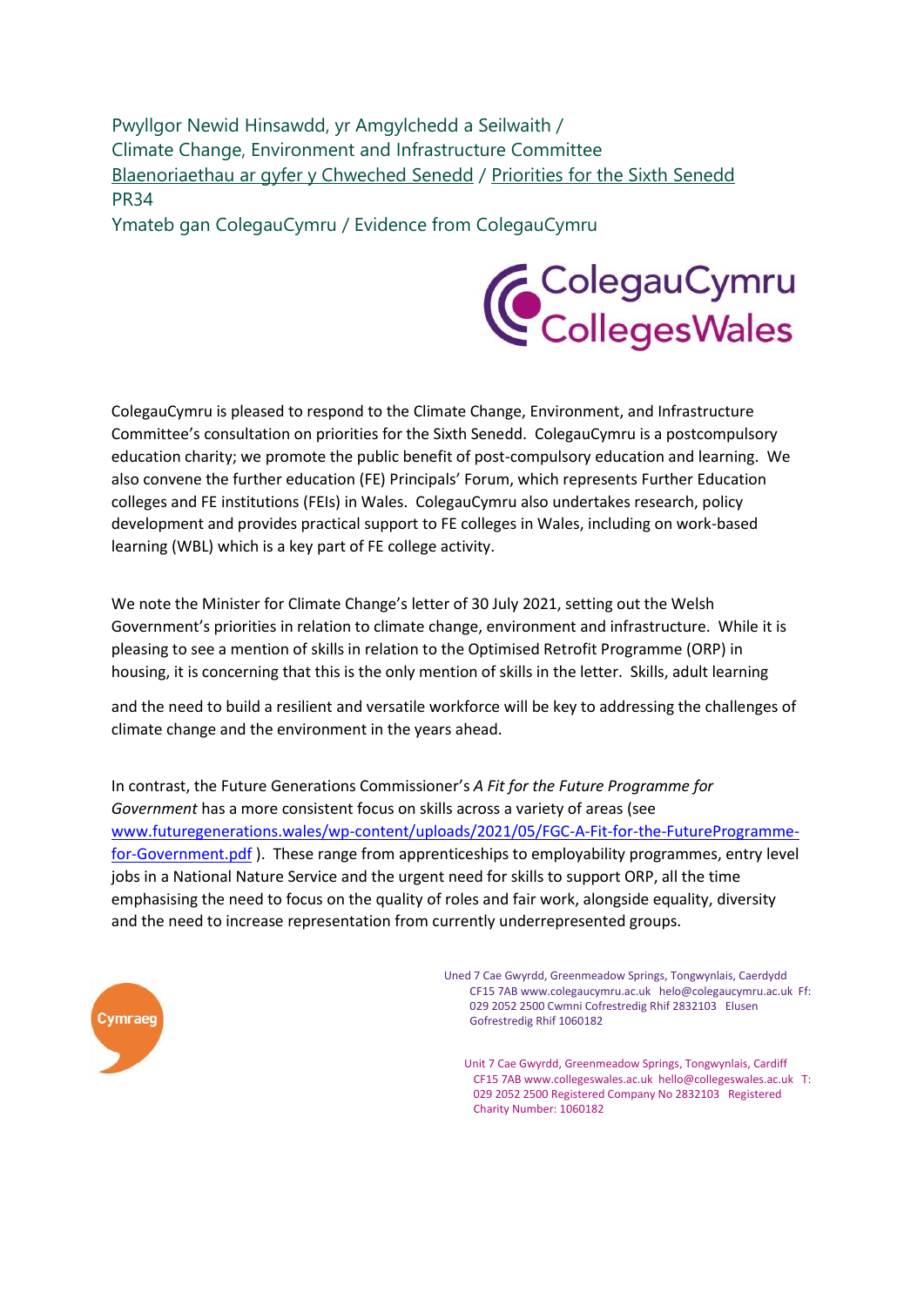Pwyllgor Newid Hinsawdd, yr Amgylchedd a Seilwaith /
Climate Change, Environment and Infrastructure Committee
[Blaenoriaethau ar gyfer y Chweched Senedd](#) / [Priorities for the Sixth Senedd](#)
PR34
Ymateb gan ColegauCymru / Evidence from ColegauCymru

ColegauCymru
CollegesWales

ColegauCymru is pleased to respond to the Climate Change, Environment, and Infrastructure Committee's consultation on priorities for the Sixth Senedd. ColegauCymru is a postcompulsory education charity; we promote the public benefit of post-compulsory education and learning. We also convene the further education (FE) Principals' Forum, which represents Further Education colleges and FE institutions (FEIs) in Wales. ColegauCymru also undertakes research, policy development and provides practical support to FE colleges in Wales, including on work-based learning (WBL) which is a key part of FE college activity.

We note the Minister for Climate Change's letter of 30 July 2021, setting out the Welsh Government's priorities in relation to climate change, environment and infrastructure. While it is pleasing to see a mention of skills in relation to the Optimised Retrofit Programme (ORP) in housing, it is concerning that this is the only mention of skills in the letter. Skills, adult learning and the need to build a resilient and versatile workforce will be key to addressing the challenges of climate change and the environment in the years ahead.

In contrast, the Future Generations Commissioner's *A Fit for the Future Programme for Government* has a more consistent focus on skills across a variety of areas (see [www.futuregenerations.wales/wp-content/uploads/2021/05/FGC-A-Fit-for-the-FutureProgramme-for-Government.pdf](www.futuregenerations.wales/wp-content/uploads/2021/05/FGC-A-Fit-for-the-FutureProgramme-for-Government.pdf) ). These range from apprenticeships to employability programmes, entry level jobs in a National Nature Service and the urgent need for skills to support ORP, all the time emphasising the need to focus on the quality of roles and fair work, alongside equality, diversity and the need to increase representation from currently underrepresented groups.

Cymraeg

Uned 7 Cae Gwyrdd, Greenmeadow Springs, Tongwynlais, Caerdydd CF15 7AB www.colegaucymru.ac.uk helo@colegaucymru.ac.uk Ff: 029 2052 2500 Cwmni Cofrestredig Rhif 2832103 Elusen Gofrestredig Rhif 1060182

Unit 7 Cae Gwyrdd, Greenmeadow Springs, Tongwynlais, Cardiff CF15 7AB www.collegeswales.ac.uk hello@collegeswales.ac.uk T: 029 2052 2500 Registered Company No 2832103 Registered Charity Number: 1060182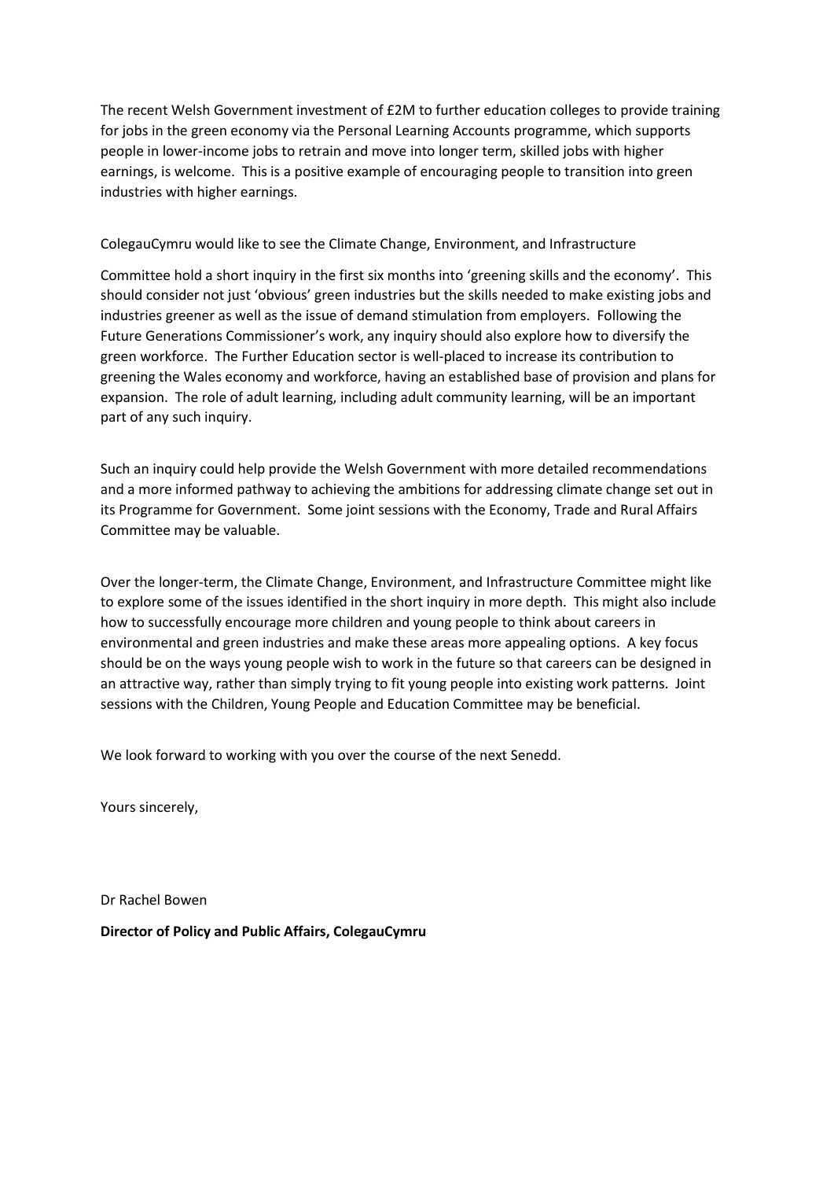The recent Welsh Government investment of £2M to further education colleges to provide training for jobs in the green economy via the Personal Learning Accounts programme, which supports people in lower-income jobs to retrain and move into longer term, skilled jobs with higher earnings, is welcome. This is a positive example of encouraging people to transition into green industries with higher earnings.

ColegauCymru would like to see the Climate Change, Environment, and Infrastructure

Committee hold a short inquiry in the first six months into 'greening skills and the economy'. This should consider not just 'obvious' green industries but the skills needed to make existing jobs and industries greener as well as the issue of demand stimulation from employers. Following the Future Generations Commissioner's work, any inquiry should also explore how to diversify the green workforce. The Further Education sector is well-placed to increase its contribution to greening the Wales economy and workforce, having an established base of provision and plans for expansion. The role of adult learning, including adult community learning, will be an important part of any such inquiry.

Such an inquiry could help provide the Welsh Government with more detailed recommendations and a more informed pathway to achieving the ambitions for addressing climate change set out in its Programme for Government. Some joint sessions with the Economy, Trade and Rural Affairs Committee may be valuable.

Over the longer-term, the Climate Change, Environment, and Infrastructure Committee might like to explore some of the issues identified in the short inquiry in more depth. This might also include how to successfully encourage more children and young people to think about careers in environmental and green industries and make these areas more appealing options. A key focus should be on the ways young people wish to work in the future so that careers can be designed in an attractive way, rather than simply trying to fit young people into existing work patterns. Joint sessions with the Children, Young People and Education Committee may be beneficial.

We look forward to working with you over the course of the next Senedd.

Yours sincerely,

Dr Rachel Bowen

**Director of Policy and Public Affairs, ColegauCymru**